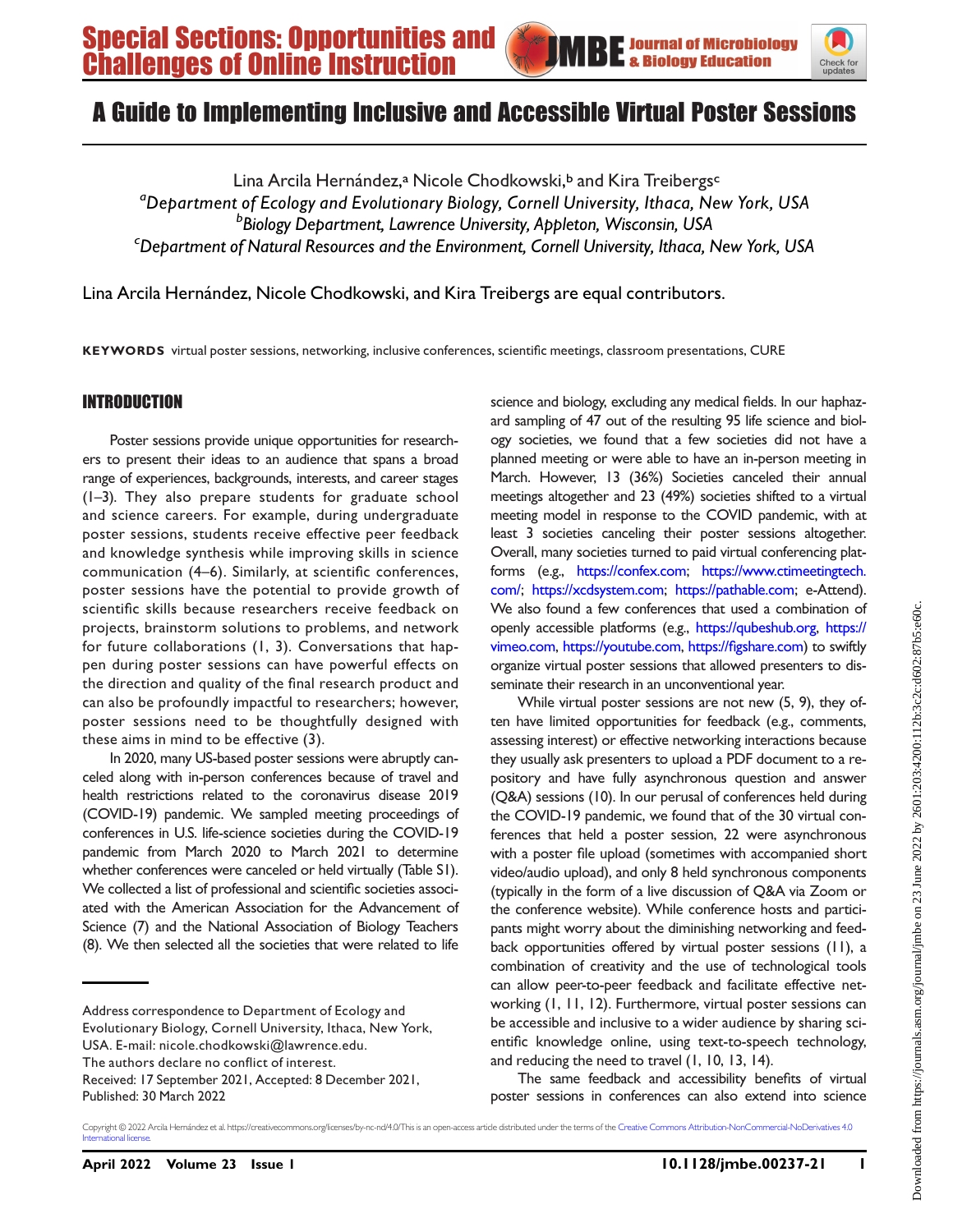# A Guide to Implementing Inclusive and Accessible Virtual Poster Sessions

Lina Arcila Hernández,[a] Nicole Chodkowski,[b] and Kira Treibergs[c]

[a]*Department of Ecology and Evolutionary Biology, Cornell University, Ithaca, New York, USA*
[b]*Biology Department, Lawrence University, Appleton, Wisconsin, USA*
[c]*Department of Natural Resources and the Environment, Cornell University, Ithaca, New York, USA*

Lina Arcila Hernández, Nicole Chodkowski, and Kira Treibergs are equal contributors.

**KEYWORDS** virtual poster sessions, networking, inclusive conferences, scientific meetings, classroom presentations, CURE

## INTRODUCTION

Poster sessions provide unique opportunities for researchers to present their ideas to an audience that spans a broad range of experiences, backgrounds, interests, and career stages (1–3). They also prepare students for graduate school and science careers. For example, during undergraduate poster sessions, students receive effective peer feedback and knowledge synthesis while improving skills in science communication (4–6). Similarly, at scientific conferences, poster sessions have the potential to provide growth of scientific skills because researchers receive feedback on projects, brainstorm solutions to problems, and network for future collaborations (1, 3). Conversations that happen during poster sessions can have powerful effects on the direction and quality of the final research product and can also be profoundly impactful to researchers; however, poster sessions need to be thoughtfully designed with these aims in mind to be effective (3).

In 2020, many US-based poster sessions were abruptly canceled along with in-person conferences because of travel and health restrictions related to the coronavirus disease 2019 (COVID-19) pandemic. We sampled meeting proceedings of conferences in U.S. life-science societies during the COVID-19 pandemic from March 2020 to March 2021 to determine whether conferences were canceled or held virtually (Table S1). We collected a list of professional and scientific societies associated with the American Association for the Advancement of Science (7) and the National Association of Biology Teachers (8). We then selected all the societies that were related to life science and biology, excluding any medical fields. In our haphazard sampling of 47 out of the resulting 95 life science and biology societies, we found that a few societies did not have a planned meeting or were able to have an in-person meeting in March. However, 13 (36%) Societies canceled their annual meetings altogether and 23 (49%) societies shifted to a virtual meeting model in response to the COVID pandemic, with at least 3 societies canceling their poster sessions altogether. Overall, many societies turned to paid virtual conferencing platforms (e.g., https://confex.com; https://www.ctimeetingtech.com/; https://xcdsystem.com; https://pathable.com; e-Attend). We also found a few conferences that used a combination of openly accessible platforms (e.g., https://qubeshub.org, https://vimeo.com, https://youtube.com, https://figshare.com) to swiftly organize virtual poster sessions that allowed presenters to disseminate their research in an unconventional year.

While virtual poster sessions are not new (5, 9), they often have limited opportunities for feedback (e.g., comments, assessing interest) or effective networking interactions because they usually ask presenters to upload a PDF document to a repository and have fully asynchronous question and answer (Q&A) sessions (10). In our perusal of conferences held during the COVID-19 pandemic, we found that of the 30 virtual conferences that held a poster session, 22 were asynchronous with a poster file upload (sometimes with accompanied short video/audio upload), and only 8 held synchronous components (typically in the form of a live discussion of Q&A via Zoom or the conference website). While conference hosts and participants might worry about the diminishing networking and feedback opportunities offered by virtual poster sessions (11), a combination of creativity and the use of technological tools can allow peer-to-peer feedback and facilitate effective networking (1, 11, 12). Furthermore, virtual poster sessions can be accessible and inclusive to a wider audience by sharing scientific knowledge online, using text-to-speech technology, and reducing the need to travel (1, 10, 13, 14).

The same feedback and accessibility benefits of virtual poster sessions in conferences can also extend into science

Address correspondence to Department of Ecology and Evolutionary Biology, Cornell University, Ithaca, New York, USA. E-mail: nicole.chodkowski@lawrence.edu.
The authors declare no conflict of interest.
Received: 17 September 2021, Accepted: 8 December 2021, Published: 30 March 2022

Copyright © 2022 Arcila Hernández et al. https://creativecommons.org/licenses/by-nc-nd/4.0/This is an open-access article distributed under the terms of the Creative Commons Attribution-NonCommercial-NoDerivatives 4.0 International license.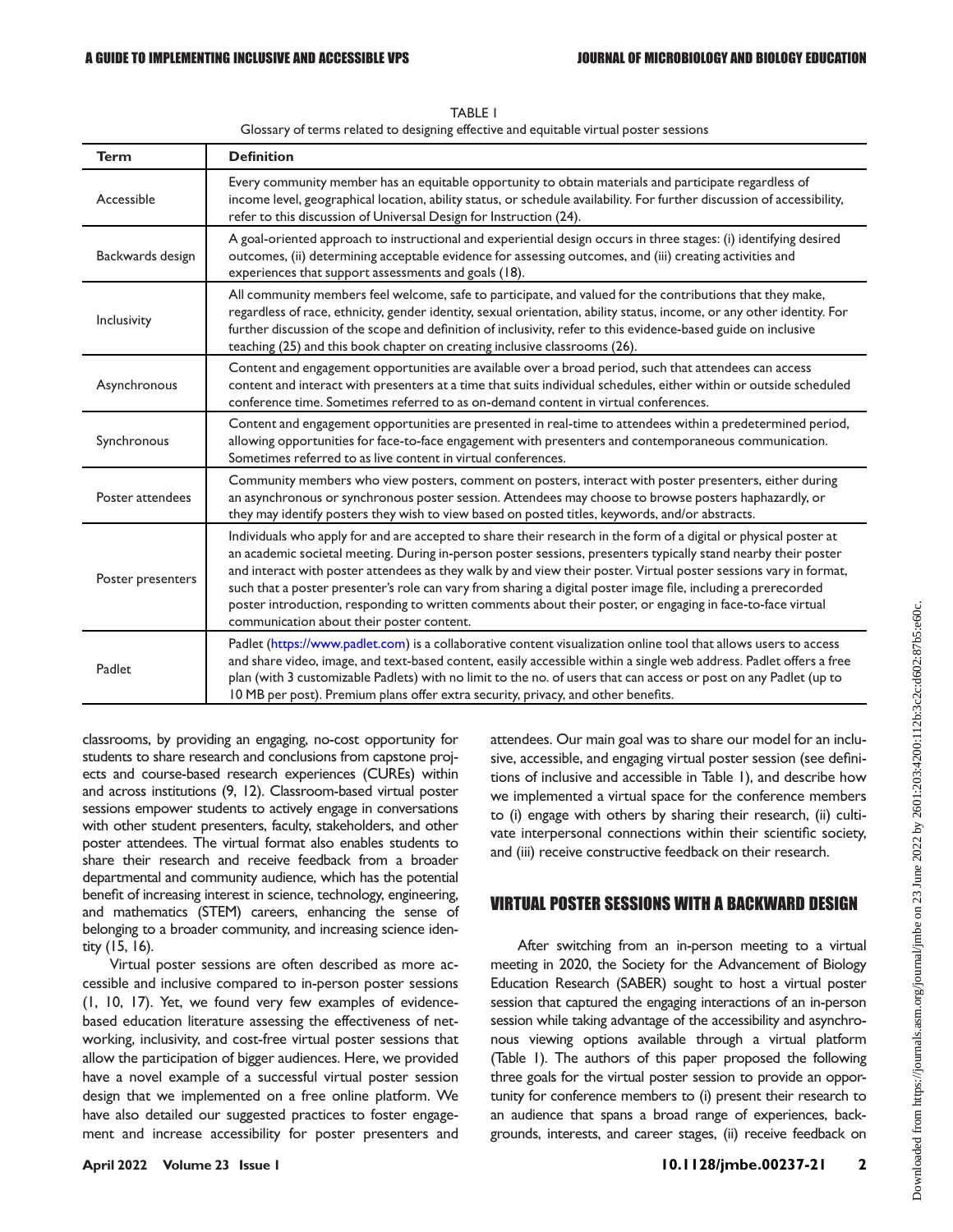TABLE 1

Glossary of terms related to designing effective and equitable virtual poster sessions

| Term | Definition |
|---|---|
| Accessible | Every community member has an equitable opportunity to obtain materials and participate regardless of income level, geographical location, ability status, or schedule availability. For further discussion of accessibility, refer to this discussion of Universal Design for Instruction (24). |
| Backwards design | A goal-oriented approach to instructional and experiential design occurs in three stages: (i) identifying desired outcomes, (ii) determining acceptable evidence for assessing outcomes, and (iii) creating activities and experiences that support assessments and goals (18). |
| Inclusivity | All community members feel welcome, safe to participate, and valued for the contributions that they make, regardless of race, ethnicity, gender identity, sexual orientation, ability status, income, or any other identity. For further discussion of the scope and definition of inclusivity, refer to this evidence-based guide on inclusive teaching (25) and this book chapter on creating inclusive classrooms (26). |
| Asynchronous | Content and engagement opportunities are available over a broad period, such that attendees can access content and interact with presenters at a time that suits individual schedules, either within or outside scheduled conference time. Sometimes referred to as on-demand content in virtual conferences. |
| Synchronous | Content and engagement opportunities are presented in real-time to attendees within a predetermined period, allowing opportunities for face-to-face engagement with presenters and contemporaneous communication. Sometimes referred to as live content in virtual conferences. |
| Poster attendees | Community members who view posters, comment on posters, interact with poster presenters, either during an asynchronous or synchronous poster session. Attendees may choose to browse posters haphazardly, or they may identify posters they wish to view based on posted titles, keywords, and/or abstracts. |
| Poster presenters | Individuals who apply for and are accepted to share their research in the form of a digital or physical poster at an academic societal meeting. During in-person poster sessions, presenters typically stand nearby their poster and interact with poster attendees as they walk by and view their poster. Virtual poster sessions vary in format, such that a poster presenter's role can vary from sharing a digital poster image file, including a prerecorded poster introduction, responding to written comments about their poster, or engaging in face-to-face virtual communication about their poster content. |
| Padlet | Padlet (https://www.padlet.com) is a collaborative content visualization online tool that allows users to access and share video, image, and text-based content, easily accessible within a single web address. Padlet offers a free plan (with 3 customizable Padlets) with no limit to the no. of users that can access or post on any Padlet (up to 10 MB per post). Premium plans offer extra security, privacy, and other benefits. |

classrooms, by providing an engaging, no-cost opportunity for students to share research and conclusions from capstone projects and course-based research experiences (CUREs) within and across institutions (9, 12). Classroom-based virtual poster sessions empower students to actively engage in conversations with other student presenters, faculty, stakeholders, and other poster attendees. The virtual format also enables students to share their research and receive feedback from a broader departmental and community audience, which has the potential benefit of increasing interest in science, technology, engineering, and mathematics (STEM) careers, enhancing the sense of belonging to a broader community, and increasing science identity (15, 16).

Virtual poster sessions are often described as more accessible and inclusive compared to in-person poster sessions (1, 10, 17). Yet, we found very few examples of evidence-based education literature assessing the effectiveness of networking, inclusivity, and cost-free virtual poster sessions that allow the participation of bigger audiences. Here, we provided have a novel example of a successful virtual poster session design that we implemented on a free online platform. We have also detailed our suggested practices to foster engagement and increase accessibility for poster presenters and attendees. Our main goal was to share our model for an inclusive, accessible, and engaging virtual poster session (see definitions of inclusive and accessible in Table 1), and describe how we implemented a virtual space for the conference members to (i) engage with others by sharing their research, (ii) cultivate interpersonal connections within their scientific society, and (iii) receive constructive feedback on their research.

## VIRTUAL POSTER SESSIONS WITH A BACKWARD DESIGN

After switching from an in-person meeting to a virtual meeting in 2020, the Society for the Advancement of Biology Education Research (SABER) sought to host a virtual poster session that captured the engaging interactions of an in-person session while taking advantage of the accessibility and asynchronous viewing options available through a virtual platform (Table 1). The authors of this paper proposed the following three goals for the virtual poster session to provide an opportunity for conference members to (i) present their research to an audience that spans a broad range of experiences, backgrounds, interests, and career stages, (ii) receive feedback on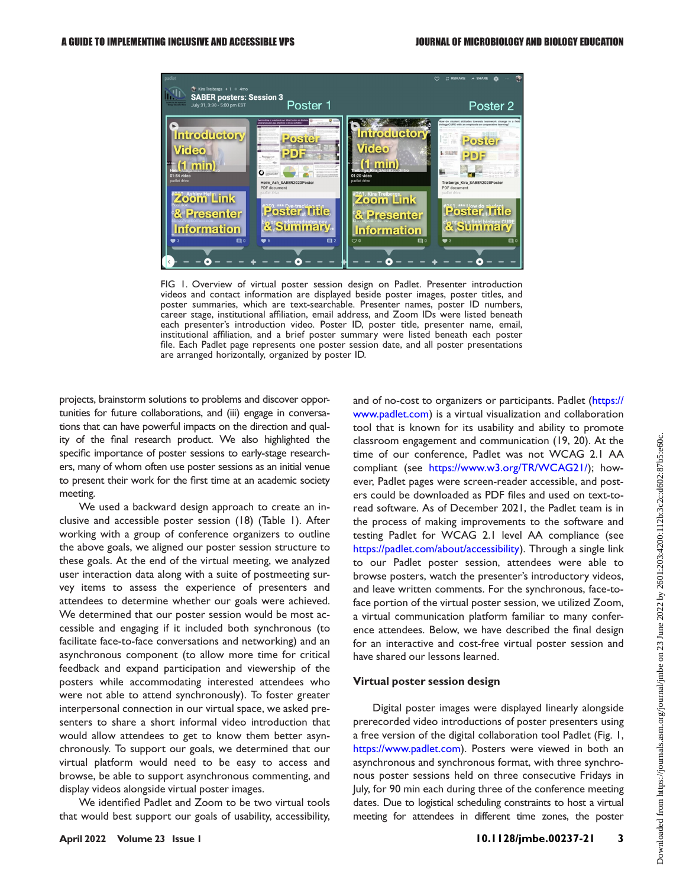FIG 1. Overview of virtual poster session design on Padlet. Presenter introduction videos and contact information are displayed beside poster images, poster titles, and poster summaries, which are text-searchable. Presenter names, poster ID numbers, career stage, institutional affiliation, email address, and Zoom IDs were listed beneath each presenter's introduction video. Poster ID, poster title, presenter name, email, institutional affiliation, and a brief poster summary were listed beneath each poster file. Each Padlet page represents one poster session date, and all poster presentations are arranged horizontally, organized by poster ID.

projects, brainstorm solutions to problems and discover opportunities for future collaborations, and (iii) engage in conversations that can have powerful impacts on the direction and quality of the final research product. We also highlighted the specific importance of poster sessions to early-stage researchers, many of whom often use poster sessions as an initial venue to present their work for the first time at an academic society meeting.

We used a backward design approach to create an inclusive and accessible poster session (18) (Table 1). After working with a group of conference organizers to outline the above goals, we aligned our poster session structure to these goals. At the end of the virtual meeting, we analyzed user interaction data along with a suite of postmeeting survey items to assess the experience of presenters and attendees to determine whether our goals were achieved. We determined that our poster session would be most accessible and engaging if it included both synchronous (to facilitate face-to-face conversations and networking) and an asynchronous component (to allow more time for critical feedback and expand participation and viewership of the posters while accommodating interested attendees who were not able to attend synchronously). To foster greater interpersonal connection in our virtual space, we asked presenters to share a short informal video introduction that would allow attendees to get to know them better asynchronously. To support our goals, we determined that our virtual platform would need to be easy to access and browse, be able to support asynchronous commenting, and display videos alongside virtual poster images.

We identified Padlet and Zoom to be two virtual tools that would best support our goals of usability, accessibility, and of no-cost to organizers or participants. Padlet (https://www.padlet.com) is a virtual visualization and collaboration tool that is known for its usability and ability to promote classroom engagement and communication (19, 20). At the time of our conference, Padlet was not WCAG 2.1 AA compliant (see https://www.w3.org/TR/WCAG21/); however, Padlet pages were screen-reader accessible, and posters could be downloaded as PDF files and used on text-to-read software. As of December 2021, the Padlet team is in the process of making improvements to the software and testing Padlet for WCAG 2.1 level AA compliance (see https://padlet.com/about/accessibility). Through a single link to our Padlet poster session, attendees were able to browse posters, watch the presenter's introductory videos, and leave written comments. For the synchronous, face-to-face portion of the virtual poster session, we utilized Zoom, a virtual communication platform familiar to many conference attendees. Below, we have described the final design for an interactive and cost-free virtual poster session and have shared our lessons learned.

### Virtual poster session design

Digital poster images were displayed linearly alongside prerecorded video introductions of poster presenters using a free version of the digital collaboration tool Padlet (Fig. 1, https://www.padlet.com). Posters were viewed in both an asynchronous and synchronous format, with three synchronous poster sessions held on three consecutive Fridays in July, for 90 min each during three of the conference meeting dates. Due to logistical scheduling constraints to host a virtual meeting for attendees in different time zones, the poster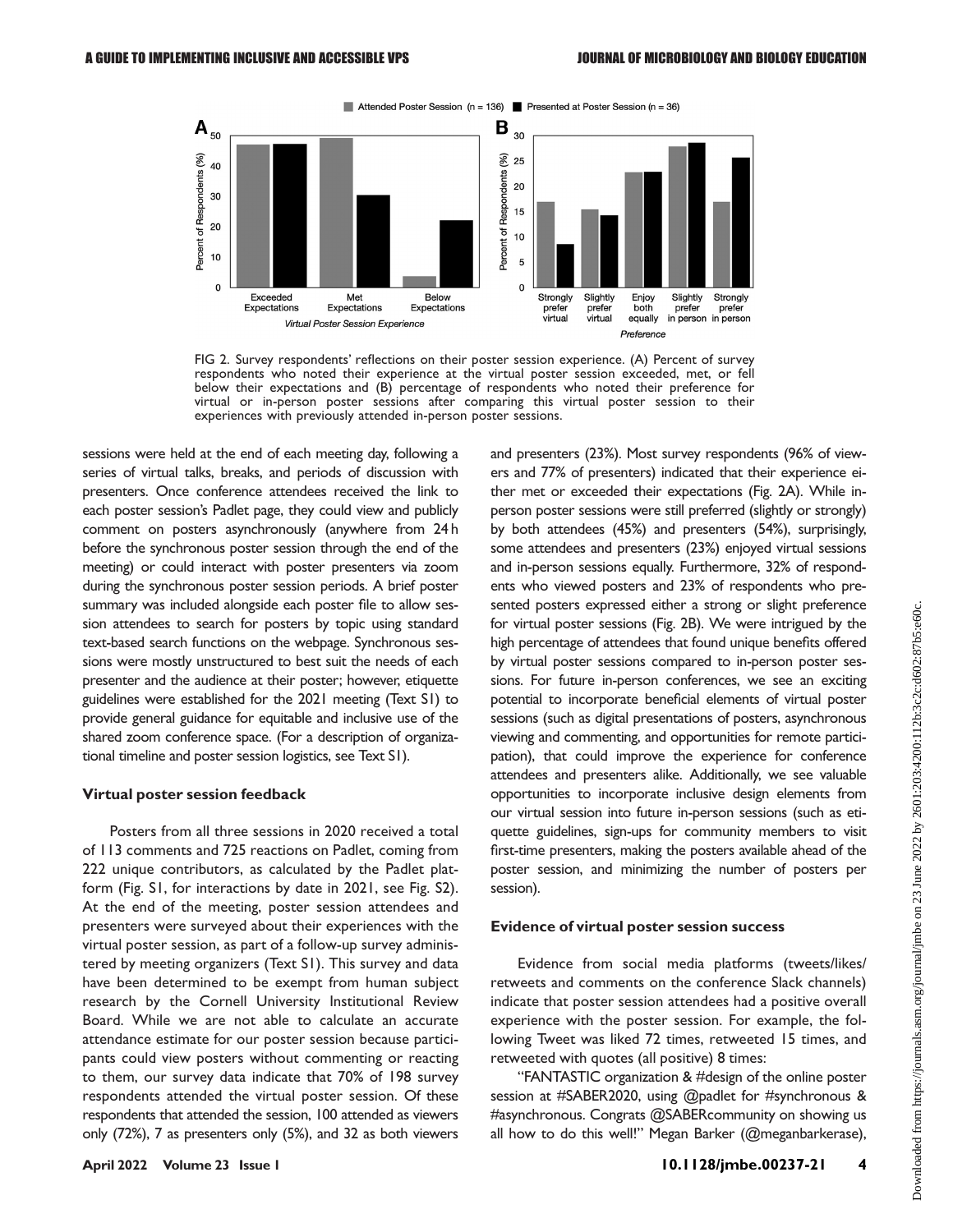Attended Poster Session (n = 136) Presented at Poster Session (n = 36)

A

50
40
30
20
10
0

Percent of Respondents (%)

Exceeded Expectations
Met Expectations
Below Expectations

Virtual Poster Session Experience

B

30
25
20
15
10
5
0

Percent of Respondents (%)

Strongly prefer virtual
Slightly prefer virtual
Enjoy both equally
Slightly prefer in person
Strongly prefer in person

Preference

FIG 2. Survey respondents' reflections on their poster session experience. (A) Percent of survey respondents who noted their experience at the virtual poster session exceeded, met, or fell below their expectations and (B) percentage of respondents who noted their preference for virtual or in-person poster sessions after comparing this virtual poster session to their experiences with previously attended in-person poster sessions.

sessions were held at the end of each meeting day, following a series of virtual talks, breaks, and periods of discussion with presenters. Once conference attendees received the link to each poster session's Padlet page, they could view and publicly comment on posters asynchronously (anywhere from 24 h before the synchronous poster session through the end of the meeting) or could interact with poster presenters via zoom during the synchronous poster session periods. A brief poster summary was included alongside each poster file to allow session attendees to search for posters by topic using standard text-based search functions on the webpage. Synchronous sessions were mostly unstructured to best suit the needs of each presenter and the audience at their poster; however, etiquette guidelines were established for the 2021 meeting (Text S1) to provide general guidance for equitable and inclusive use of the shared zoom conference space. (For a description of organizational timeline and poster session logistics, see Text S1).

### Virtual poster session feedback

Posters from all three sessions in 2020 received a total of 113 comments and 725 reactions on Padlet, coming from 222 unique contributors, as calculated by the Padlet platform (Fig. S1, for interactions by date in 2021, see Fig. S2). At the end of the meeting, poster session attendees and presenters were surveyed about their experiences with the virtual poster session, as part of a follow-up survey administered by meeting organizers (Text S1). This survey and data have been determined to be exempt from human subject research by the Cornell University Institutional Review Board. While we are not able to calculate an accurate attendance estimate for our poster session because participants could view posters without commenting or reacting to them, our survey data indicate that 70% of 198 survey respondents attended the virtual poster session. Of these respondents that attended the session, 100 attended as viewers only (72%), 7 as presenters only (5%), and 32 as both viewers and presenters (23%). Most survey respondents (96% of viewers and 77% of presenters) indicated that their experience either met or exceeded their expectations (Fig. 2A). While in-person poster sessions were still preferred (slightly or strongly) by both attendees (45%) and presenters (54%), surprisingly, some attendees and presenters (23%) enjoyed virtual sessions and in-person sessions equally. Furthermore, 32% of respondents who viewed posters and 23% of respondents who presented posters expressed either a strong or slight preference for virtual poster sessions (Fig. 2B). We were intrigued by the high percentage of attendees that found unique benefits offered by virtual poster sessions compared to in-person poster sessions. For future in-person conferences, we see an exciting potential to incorporate beneficial elements of virtual poster sessions (such as digital presentations of posters, asynchronous viewing and commenting, and opportunities for remote participation), that could improve the experience for conference attendees and presenters alike. Additionally, we see valuable opportunities to incorporate inclusive design elements from our virtual session into future in-person sessions (such as etiquette guidelines, sign-ups for community members to visit first-time presenters, making the posters available ahead of the poster session, and minimizing the number of posters per session).

### Evidence of virtual poster session success

Evidence from social media platforms (tweets/likes/retweets and comments on the conference Slack channels) indicate that poster session attendees had a positive overall experience with the poster session. For example, the following Tweet was liked 72 times, retweeted 15 times, and retweeted with quotes (all positive) 8 times:

"FANTASTIC organization & #design of the online poster session at #SABER2020, using @padlet for #synchronous & #asynchronous. Congrats @SABERcommunity on showing us all how to do this well!" Megan Barker (@meganbarkerase),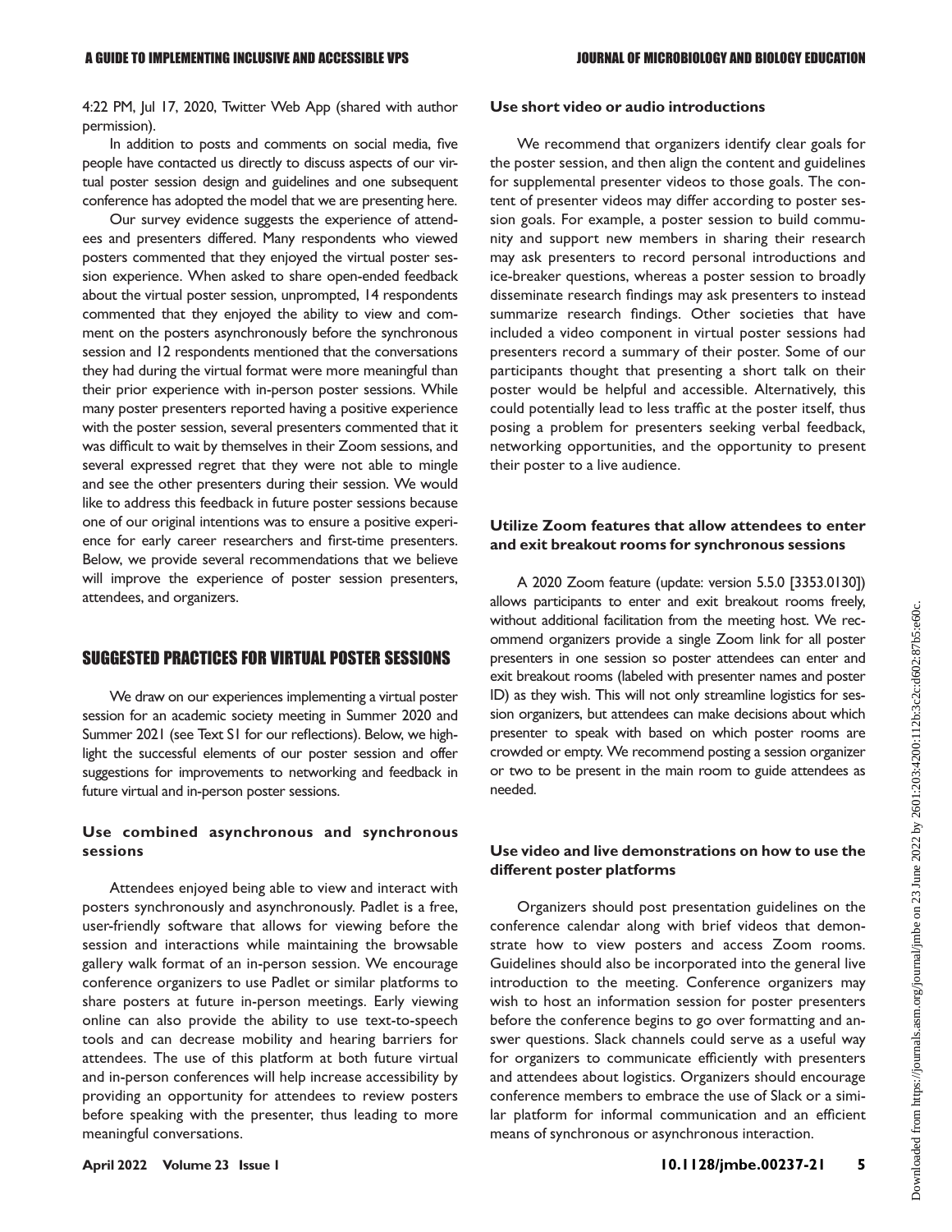4:22 PM, Jul 17, 2020, Twitter Web App (shared with author permission).

In addition to posts and comments on social media, five people have contacted us directly to discuss aspects of our virtual poster session design and guidelines and one subsequent conference has adopted the model that we are presenting here.

Our survey evidence suggests the experience of attendees and presenters differed. Many respondents who viewed posters commented that they enjoyed the virtual poster session experience. When asked to share open-ended feedback about the virtual poster session, unprompted, 14 respondents commented that they enjoyed the ability to view and comment on the posters asynchronously before the synchronous session and 12 respondents mentioned that the conversations they had during the virtual format were more meaningful than their prior experience with in-person poster sessions. While many poster presenters reported having a positive experience with the poster session, several presenters commented that it was difficult to wait by themselves in their Zoom sessions, and several expressed regret that they were not able to mingle and see the other presenters during their session. We would like to address this feedback in future poster sessions because one of our original intentions was to ensure a positive experience for early career researchers and first-time presenters. Below, we provide several recommendations that we believe will improve the experience of poster session presenters, attendees, and organizers.

## SUGGESTED PRACTICES FOR VIRTUAL POSTER SESSIONS

We draw on our experiences implementing a virtual poster session for an academic society meeting in Summer 2020 and Summer 2021 (see Text S1 for our reflections). Below, we highlight the successful elements of our poster session and offer suggestions for improvements to networking and feedback in future virtual and in-person poster sessions.

### Use combined asynchronous and synchronous sessions

Attendees enjoyed being able to view and interact with posters synchronously and asynchronously. Padlet is a free, user-friendly software that allows for viewing before the session and interactions while maintaining the browsable gallery walk format of an in-person session. We encourage conference organizers to use Padlet or similar platforms to share posters at future in-person meetings. Early viewing online can also provide the ability to use text-to-speech tools and can decrease mobility and hearing barriers for attendees. The use of this platform at both future virtual and in-person conferences will help increase accessibility by providing an opportunity for attendees to review posters before speaking with the presenter, thus leading to more meaningful conversations.

### Use short video or audio introductions

We recommend that organizers identify clear goals for the poster session, and then align the content and guidelines for supplemental presenter videos to those goals. The content of presenter videos may differ according to poster session goals. For example, a poster session to build community and support new members in sharing their research may ask presenters to record personal introductions and ice-breaker questions, whereas a poster session to broadly disseminate research findings may ask presenters to instead summarize research findings. Other societies that have included a video component in virtual poster sessions had presenters record a summary of their poster. Some of our participants thought that presenting a short talk on their poster would be helpful and accessible. Alternatively, this could potentially lead to less traffic at the poster itself, thus posing a problem for presenters seeking verbal feedback, networking opportunities, and the opportunity to present their poster to a live audience.

### Utilize Zoom features that allow attendees to enter and exit breakout rooms for synchronous sessions

A 2020 Zoom feature (update: version 5.5.0 [3353.0130]) allows participants to enter and exit breakout rooms freely, without additional facilitation from the meeting host. We recommend organizers provide a single Zoom link for all poster presenters in one session so poster attendees can enter and exit breakout rooms (labeled with presenter names and poster ID) as they wish. This will not only streamline logistics for session organizers, but attendees can make decisions about which presenter to speak with based on which poster rooms are crowded or empty. We recommend posting a session organizer or two to be present in the main room to guide attendees as needed.

### Use video and live demonstrations on how to use the different poster platforms

Organizers should post presentation guidelines on the conference calendar along with brief videos that demonstrate how to view posters and access Zoom rooms. Guidelines should also be incorporated into the general live introduction to the meeting. Conference organizers may wish to host an information session for poster presenters before the conference begins to go over formatting and answer questions. Slack channels could serve as a useful way for organizers to communicate efficiently with presenters and attendees about logistics. Organizers should encourage conference members to embrace the use of Slack or a similar platform for informal communication and an efficient means of synchronous or asynchronous interaction.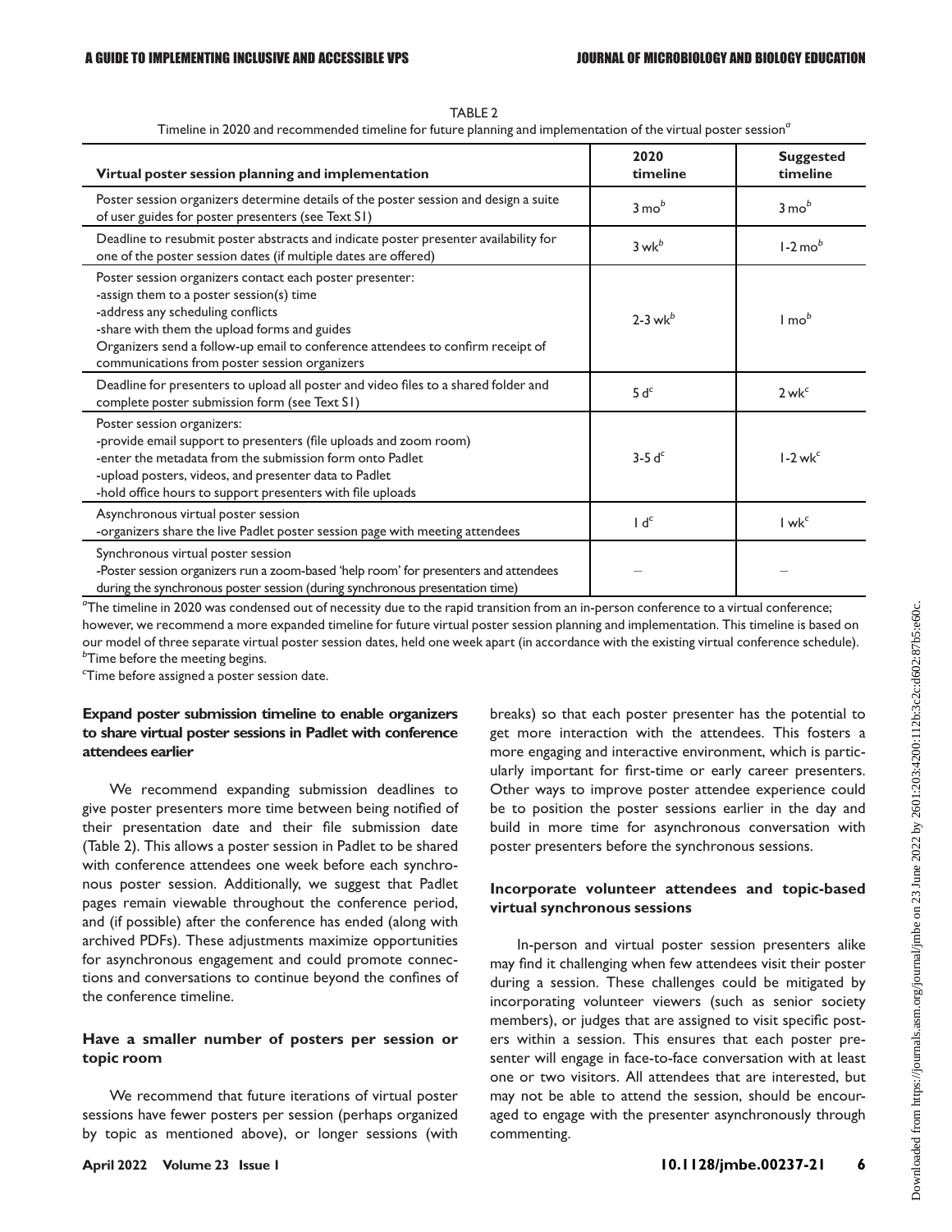TABLE 2

Timeline in 2020 and recommended timeline for future planning and implementation of the virtual poster session[a]

| Virtual poster session planning and implementation | 2020 timeline | Suggested timeline |
| --- | --- | --- |
| Poster session organizers determine details of the poster session and design a suite of user guides for poster presenters (see Text S1) | 3 mo[b] | 3 mo[b] |
| Deadline to resubmit poster abstracts and indicate poster presenter availability for one of the poster session dates (if multiple dates are offered) | 3 wk[b] | 1-2 mo[b] |
| Poster session organizers contact each poster presenter: -assign them to a poster session(s) time -address any scheduling conflicts -share with them the upload forms and guides Organizers send a follow-up email to conference attendees to confirm receipt of communications from poster session organizers | 2-3 wk[b] | 1 mo[b] |
| Deadline for presenters to upload all poster and video files to a shared folder and complete poster submission form (see Text S1) | 5 d[c] | 2 wk[c] |
| Poster session organizers: -provide email support to presenters (file uploads and zoom room) -enter the metadata from the submission form onto Padlet -upload posters, videos, and presenter data to Padlet -hold office hours to support presenters with file uploads | 3-5 d[c] | 1-2 wk[c] |
| Asynchronous virtual poster session -organizers share the live Padlet poster session page with meeting attendees | 1 d[c] | 1 wk[c] |
| Synchronous virtual poster session -Poster session organizers run a zoom-based 'help room' for presenters and attendees during the synchronous poster session (during synchronous presentation time) | — | — |

[a]The timeline in 2020 was condensed out of necessity due to the rapid transition from an in-person conference to a virtual conference; however, we recommend a more expanded timeline for future virtual poster session planning and implementation. This timeline is based on our model of three separate virtual poster session dates, held one week apart (in accordance with the existing virtual conference schedule).
[b]Time before the meeting begins.
[c]Time before assigned a poster session date.

**Expand poster submission timeline to enable organizers to share virtual poster sessions in Padlet with conference attendees earlier**

We recommend expanding submission deadlines to give poster presenters more time between being notified of their presentation date and their file submission date (Table 2). This allows a poster session in Padlet to be shared with conference attendees one week before each synchronous poster session. Additionally, we suggest that Padlet pages remain viewable throughout the conference period, and (if possible) after the conference has ended (along with archived PDFs). These adjustments maximize opportunities for asynchronous engagement and could promote connections and conversations to continue beyond the confines of the conference timeline.

**Have a smaller number of posters per session or topic room**

We recommend that future iterations of virtual poster sessions have fewer posters per session (perhaps organized by topic as mentioned above), or longer sessions (with breaks) so that each poster presenter has the potential to get more interaction with the attendees. This fosters a more engaging and interactive environment, which is particularly important for first-time or early career presenters. Other ways to improve poster attendee experience could be to position the poster sessions earlier in the day and build in more time for asynchronous conversation with poster presenters before the synchronous sessions.

**Incorporate volunteer attendees and topic-based virtual synchronous sessions**

In-person and virtual poster session presenters alike may find it challenging when few attendees visit their poster during a session. These challenges could be mitigated by incorporating volunteer viewers (such as senior society members), or judges that are assigned to visit specific posters within a session. This ensures that each poster presenter will engage in face-to-face conversation with at least one or two visitors. All attendees that are interested, but may not be able to attend the session, should be encouraged to engage with the presenter asynchronously through commenting.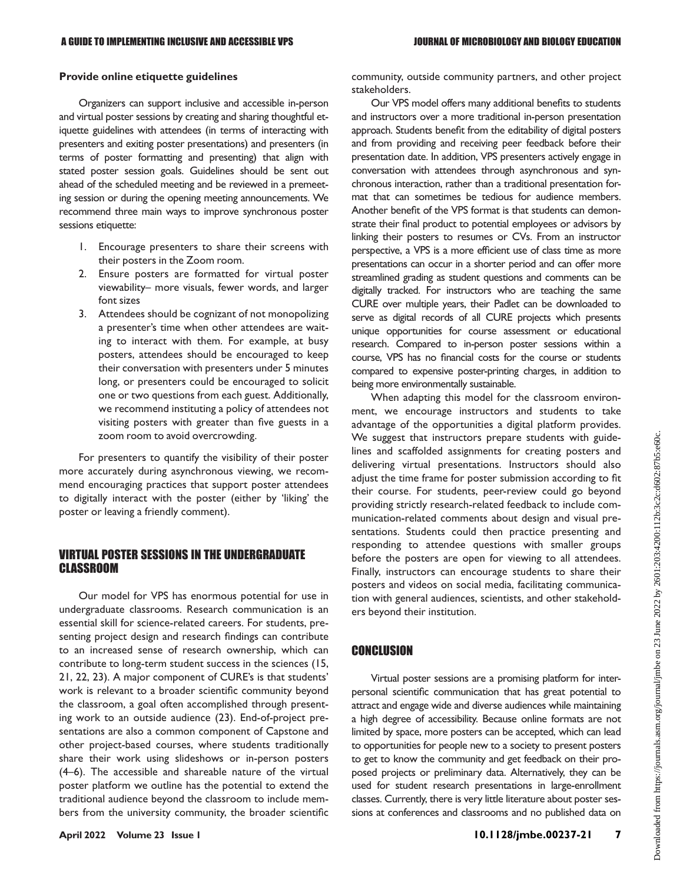### Provide online etiquette guidelines

Organizers can support inclusive and accessible in-person and virtual poster sessions by creating and sharing thoughtful etiquette guidelines with attendees (in terms of interacting with presenters and exiting poster presentations) and presenters (in terms of poster formatting and presenting) that align with stated poster session goals. Guidelines should be sent out ahead of the scheduled meeting and be reviewed in a premeeting session or during the opening meeting announcements. We recommend three main ways to improve synchronous poster sessions etiquette:

1. Encourage presenters to share their screens with their posters in the Zoom room.
2. Ensure posters are formatted for virtual poster viewability– more visuals, fewer words, and larger font sizes
3. Attendees should be cognizant of not monopolizing a presenter's time when other attendees are waiting to interact with them. For example, at busy posters, attendees should be encouraged to keep their conversation with presenters under 5 minutes long, or presenters could be encouraged to solicit one or two questions from each guest. Additionally, we recommend instituting a policy of attendees not visiting posters with greater than five guests in a zoom room to avoid overcrowding.

For presenters to quantify the visibility of their poster more accurately during asynchronous viewing, we recommend encouraging practices that support poster attendees to digitally interact with the poster (either by 'liking' the poster or leaving a friendly comment).

## VIRTUAL POSTER SESSIONS IN THE UNDERGRADUATE CLASSROOM

Our model for VPS has enormous potential for use in undergraduate classrooms. Research communication is an essential skill for science-related careers. For students, presenting project design and research findings can contribute to an increased sense of research ownership, which can contribute to long-term student success in the sciences (15, 21, 22, 23). A major component of CURE's is that students' work is relevant to a broader scientific community beyond the classroom, a goal often accomplished through presenting work to an outside audience (23). End-of-project presentations are also a common component of Capstone and other project-based courses, where students traditionally share their work using slideshows or in-person posters (4–6). The accessible and shareable nature of the virtual poster platform we outline has the potential to extend the traditional audience beyond the classroom to include members from the university community, the broader scientific community, outside community partners, and other project stakeholders.

Our VPS model offers many additional benefits to students and instructors over a more traditional in-person presentation approach. Students benefit from the editability of digital posters and from providing and receiving peer feedback before their presentation date. In addition, VPS presenters actively engage in conversation with attendees through asynchronous and synchronous interaction, rather than a traditional presentation format that can sometimes be tedious for audience members. Another benefit of the VPS format is that students can demonstrate their final product to potential employees or advisors by linking their posters to resumes or CVs. From an instructor perspective, a VPS is a more efficient use of class time as more presentations can occur in a shorter period and can offer more streamlined grading as student questions and comments can be digitally tracked. For instructors who are teaching the same CURE over multiple years, their Padlet can be downloaded to serve as digital records of all CURE projects which presents unique opportunities for course assessment or educational research. Compared to in-person poster sessions within a course, VPS has no financial costs for the course or students compared to expensive poster-printing charges, in addition to being more environmentally sustainable.

When adapting this model for the classroom environment, we encourage instructors and students to take advantage of the opportunities a digital platform provides. We suggest that instructors prepare students with guidelines and scaffolded assignments for creating posters and delivering virtual presentations. Instructors should also adjust the time frame for poster submission according to fit their course. For students, peer-review could go beyond providing strictly research-related feedback to include communication-related comments about design and visual presentations. Students could then practice presenting and responding to attendee questions with smaller groups before the posters are open for viewing to all attendees. Finally, instructors can encourage students to share their posters and videos on social media, facilitating communication with general audiences, scientists, and other stakeholders beyond their institution.

## CONCLUSION

Virtual poster sessions are a promising platform for interpersonal scientific communication that has great potential to attract and engage wide and diverse audiences while maintaining a high degree of accessibility. Because online formats are not limited by space, more posters can be accepted, which can lead to opportunities for people new to a society to present posters to get to know the community and get feedback on their proposed projects or preliminary data. Alternatively, they can be used for student research presentations in large-enrollment classes. Currently, there is very little literature about poster sessions at conferences and classrooms and no published data on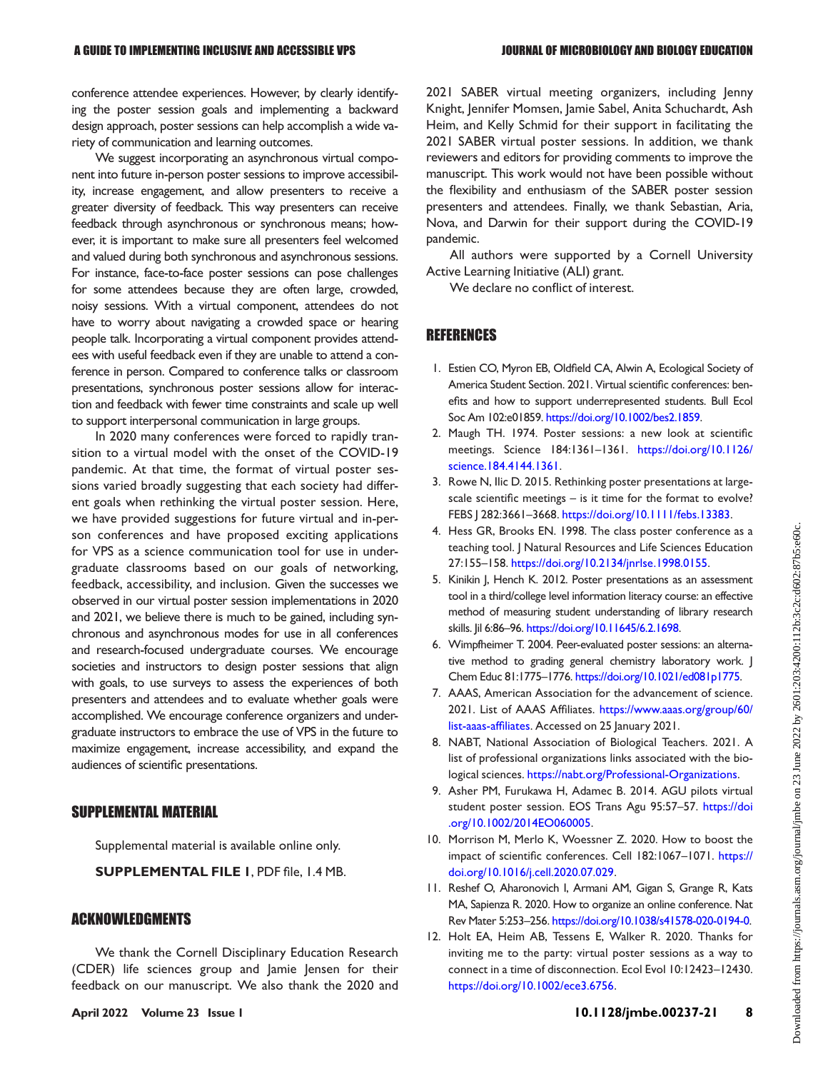conference attendee experiences. However, by clearly identifying the poster session goals and implementing a backward design approach, poster sessions can help accomplish a wide variety of communication and learning outcomes.

We suggest incorporating an asynchronous virtual component into future in-person poster sessions to improve accessibility, increase engagement, and allow presenters to receive a greater diversity of feedback. This way presenters can receive feedback through asynchronous or synchronous means; however, it is important to make sure all presenters feel welcomed and valued during both synchronous and asynchronous sessions. For instance, face-to-face poster sessions can pose challenges for some attendees because they are often large, crowded, noisy sessions. With a virtual component, attendees do not have to worry about navigating a crowded space or hearing people talk. Incorporating a virtual component provides attendees with useful feedback even if they are unable to attend a conference in person. Compared to conference talks or classroom presentations, synchronous poster sessions allow for interaction and feedback with fewer time constraints and scale up well to support interpersonal communication in large groups.

In 2020 many conferences were forced to rapidly transition to a virtual model with the onset of the COVID-19 pandemic. At that time, the format of virtual poster sessions varied broadly suggesting that each society had different goals when rethinking the virtual poster session. Here, we have provided suggestions for future virtual and in-person conferences and have proposed exciting applications for VPS as a science communication tool for use in undergraduate classrooms based on our goals of networking, feedback, accessibility, and inclusion. Given the successes we observed in our virtual poster session implementations in 2020 and 2021, we believe there is much to be gained, including synchronous and asynchronous modes for use in all conferences and research-focused undergraduate courses. We encourage societies and instructors to design poster sessions that align with goals, to use surveys to assess the experiences of both presenters and attendees and to evaluate whether goals were accomplished. We encourage conference organizers and undergraduate instructors to embrace the use of VPS in the future to maximize engagement, increase accessibility, and expand the audiences of scientific presentations.

## SUPPLEMENTAL MATERIAL

Supplemental material is available online only.

**SUPPLEMENTAL FILE 1**, PDF file, 1.4 MB.

## ACKNOWLEDGMENTS

We thank the Cornell Disciplinary Education Research (CDER) life sciences group and Jamie Jensen for their feedback on our manuscript. We also thank the 2020 and 2021 SABER virtual meeting organizers, including Jenny Knight, Jennifer Momsen, Jamie Sabel, Anita Schuchardt, Ash Heim, and Kelly Schmid for their support in facilitating the 2021 SABER virtual poster sessions. In addition, we thank reviewers and editors for providing comments to improve the manuscript. This work would not have been possible without the flexibility and enthusiasm of the SABER poster session presenters and attendees. Finally, we thank Sebastian, Aria, Nova, and Darwin for their support during the COVID-19 pandemic.

All authors were supported by a Cornell University Active Learning Initiative (ALI) grant.

We declare no conflict of interest.

## REFERENCES

1. Estien CO, Myron EB, Oldfield CA, Alwin A, Ecological Society of America Student Section. 2021. Virtual scientific conferences: benefits and how to support underrepresented students. Bull Ecol Soc Am 102:e01859. https://doi.org/10.1002/bes2.1859.
2. Maugh TH. 1974. Poster sessions: a new look at scientific meetings. Science 184:1361–1361. https://doi.org/10.1126/science.184.4144.1361.
3. Rowe N, Ilic D. 2015. Rethinking poster presentations at large-scale scientific meetings – is it time for the format to evolve? FEBS J 282:3661–3668. https://doi.org/10.1111/febs.13383.
4. Hess GR, Brooks EN. 1998. The class poster conference as a teaching tool. J Natural Resources and Life Sciences Education 27:155–158. https://doi.org/10.2134/jnrlse.1998.0155.
5. Kinikin J, Hench K. 2012. Poster presentations as an assessment tool in a third/college level information literacy course: an effective method of measuring student understanding of library research skills. Jil 6:86–96. https://doi.org/10.11645/6.2.1698.
6. Wimpfheimer T. 2004. Peer-evaluated poster sessions: an alternative method to grading general chemistry laboratory work. J Chem Educ 81:1775–1776. https://doi.org/10.1021/ed081p1775.
7. AAAS, American Association for the advancement of science. 2021. List of AAAS Affiliates. https://www.aaas.org/group/60/list-aaas-affiliates. Accessed on 25 January 2021.
8. NABT, National Association of Biological Teachers. 2021. A list of professional organizations links associated with the biological sciences. https://nabt.org/Professional-Organizations.
9. Asher PM, Furukawa H, Adamec B. 2014. AGU pilots virtual student poster session. EOS Trans Agu 95:57–57. https://doi.org/10.1002/2014EO060005.
10. Morrison M, Merlo K, Woessner Z. 2020. How to boost the impact of scientific conferences. Cell 182:1067–1071. https://doi.org/10.1016/j.cell.2020.07.029.
11. Reshef O, Aharonovich I, Armani AM, Gigan S, Grange R, Kats MA, Sapienza R. 2020. How to organize an online conference. Nat Rev Mater 5:253–256. https://doi.org/10.1038/s41578-020-0194-0.
12. Holt EA, Heim AB, Tessens E, Walker R. 2020. Thanks for inviting me to the party: virtual poster sessions as a way to connect in a time of disconnection. Ecol Evol 10:12423–12430. https://doi.org/10.1002/ece3.6756.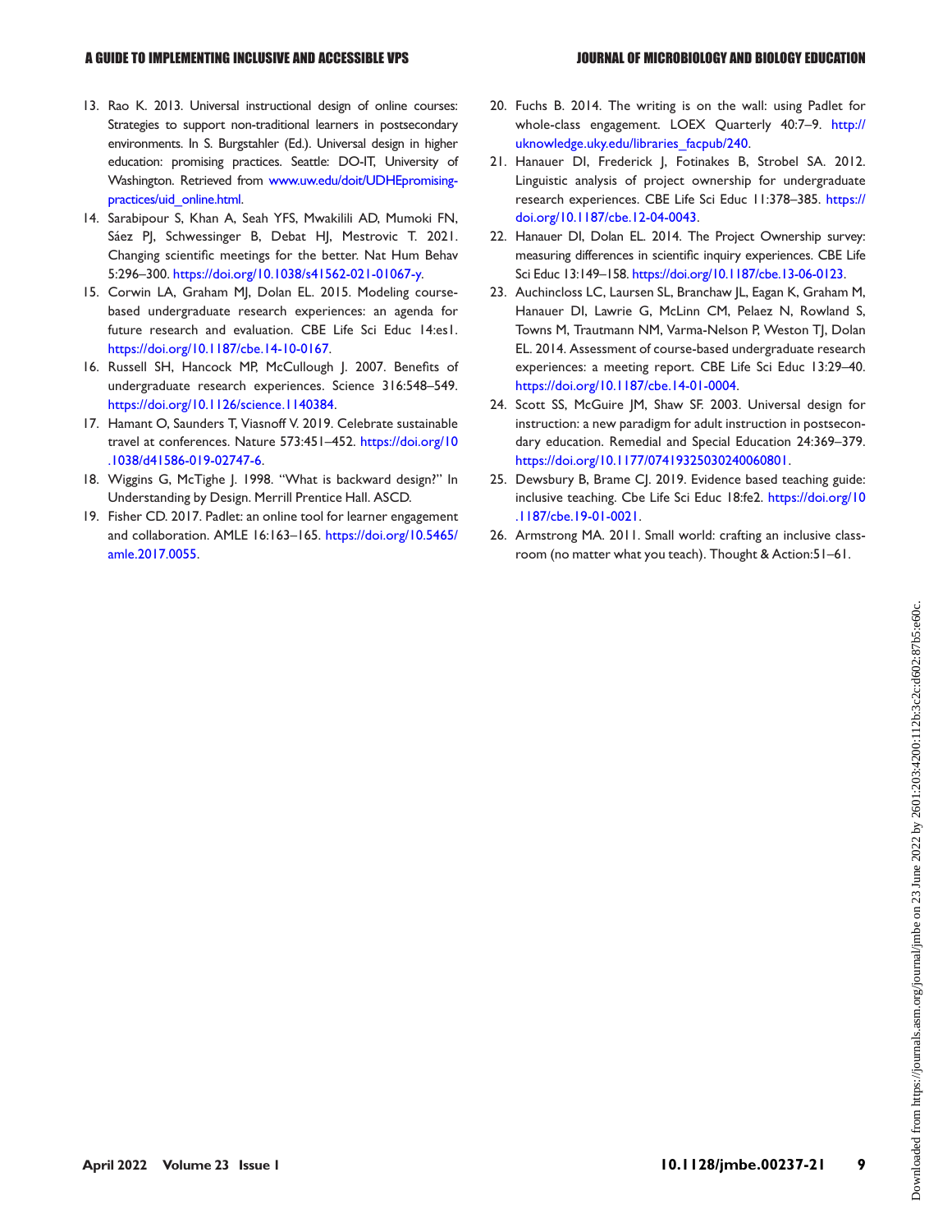13. Rao K. 2013. Universal instructional design of online courses: Strategies to support non-traditional learners in postsecondary environments. In S. Burgstahler (Ed.). Universal design in higher education: promising practices. Seattle: DO-IT, University of Washington. Retrieved from www.uw.edu/doit/UDHEpromising-practices/uid_online.html.
14. Sarabipour S, Khan A, Seah YFS, Mwakilili AD, Mumoki FN, Sáez PJ, Schwessinger B, Debat HJ, Mestrovic T. 2021. Changing scientific meetings for the better. Nat Hum Behav 5:296–300. https://doi.org/10.1038/s41562-021-01067-y.
15. Corwin LA, Graham MJ, Dolan EL. 2015. Modeling course-based undergraduate research experiences: an agenda for future research and evaluation. CBE Life Sci Educ 14:es1. https://doi.org/10.1187/cbe.14-10-0167.
16. Russell SH, Hancock MP, McCullough J. 2007. Benefits of undergraduate research experiences. Science 316:548–549. https://doi.org/10.1126/science.1140384.
17. Hamant O, Saunders T, Viasnoff V. 2019. Celebrate sustainable travel at conferences. Nature 573:451–452. https://doi.org/10.1038/d41586-019-02747-6.
18. Wiggins G, McTighe J. 1998. "What is backward design?" In Understanding by Design. Merrill Prentice Hall. ASCD.
19. Fisher CD. 2017. Padlet: an online tool for learner engagement and collaboration. AMLE 16:163–165. https://doi.org/10.5465/amle.2017.0055.
20. Fuchs B. 2014. The writing is on the wall: using Padlet for whole-class engagement. LOEX Quarterly 40:7–9. http://uknowledge.uky.edu/libraries_facpub/240.
21. Hanauer DI, Frederick J, Fotinakes B, Strobel SA. 2012. Linguistic analysis of project ownership for undergraduate research experiences. CBE Life Sci Educ 11:378–385. https://doi.org/10.1187/cbe.12-04-0043.
22. Hanauer DI, Dolan EL. 2014. The Project Ownership survey: measuring differences in scientific inquiry experiences. CBE Life Sci Educ 13:149–158. https://doi.org/10.1187/cbe.13-06-0123.
23. Auchincloss LC, Laursen SL, Branchaw JL, Eagan K, Graham M, Hanauer DI, Lawrie G, McLinn CM, Pelaez N, Rowland S, Towns M, Trautmann NM, Varma-Nelson P, Weston TJ, Dolan EL. 2014. Assessment of course-based undergraduate research experiences: a meeting report. CBE Life Sci Educ 13:29–40. https://doi.org/10.1187/cbe.14-01-0004.
24. Scott SS, McGuire JM, Shaw SF. 2003. Universal design for instruction: a new paradigm for adult instruction in postsecondary education. Remedial and Special Education 24:369–379. https://doi.org/10.1177/07419325030240060801.
25. Dewsbury B, Brame CJ. 2019. Evidence based teaching guide: inclusive teaching. Cbe Life Sci Educ 18:fe2. https://doi.org/10.1187/cbe.19-01-0021.
26. Armstrong MA. 2011. Small world: crafting an inclusive classroom (no matter what you teach). Thought & Action:51–61.